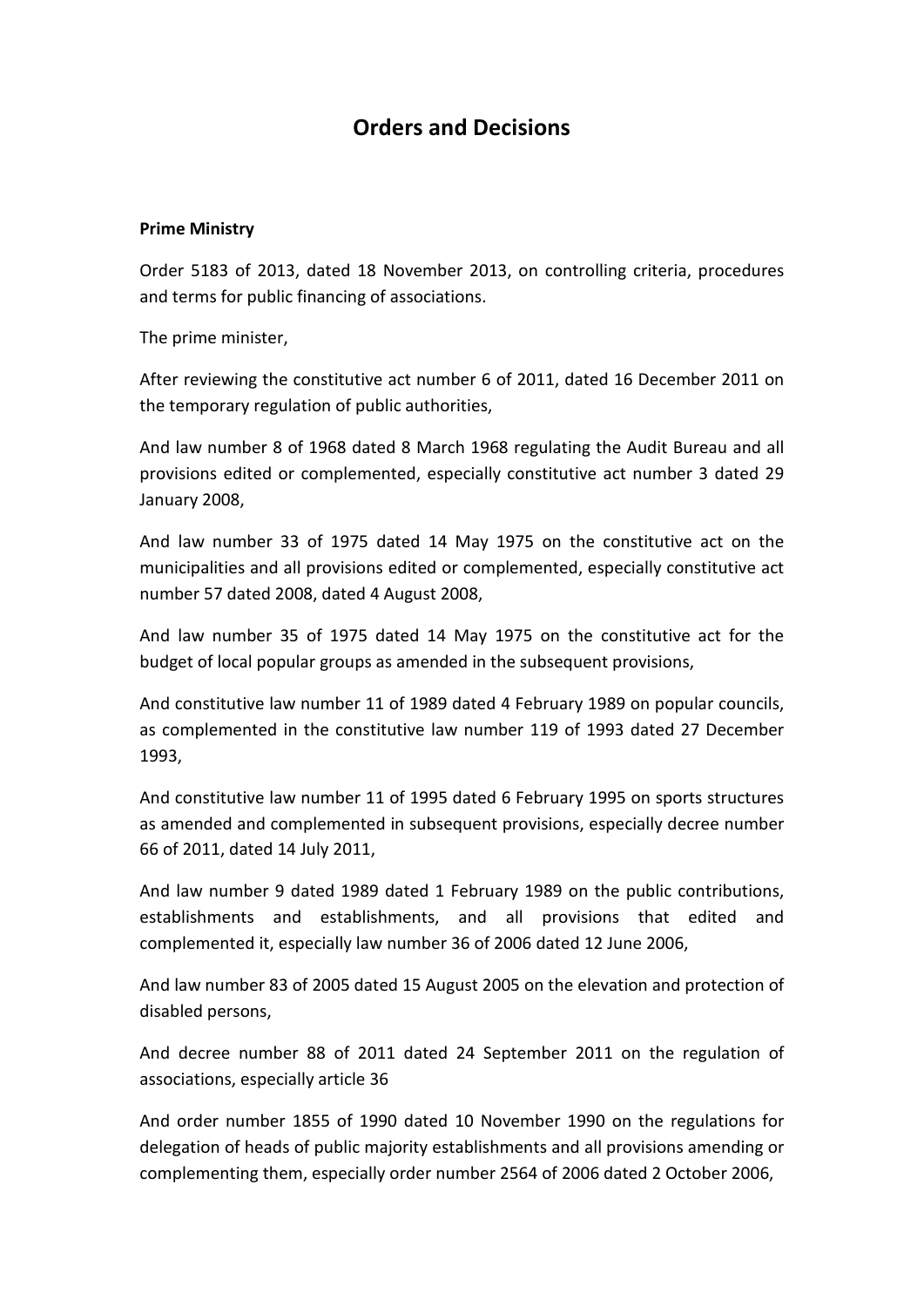# Orders and Decisions

**Prime Ministry**

Order 5183 of 2013, dated 18 November 2013, on controlling criteria, procedures and terms for public financing of associations.

The prime minister,

After reviewing the constitutive act number 6 of 2011, dated 16 December 2011 on the temporary regulation of public authorities,

And law number 8 of 1968 dated 8 March 1968 regulating the Audit Bureau and all provisions edited or complemented, especially constitutive act number 3 dated 29 January 2008,

And law number 33 of 1975 dated 14 May 1975 on the constitutive act on the municipalities and all provisions edited or complemented, especially constitutive act number 57 dated 2008, dated 4 August 2008,

And law number 35 of 1975 dated 14 May 1975 on the constitutive act for the budget of local popular groups as amended in the subsequent provisions,

And constitutive law number 11 of 1989 dated 4 February 1989 on popular councils, as complemented in the constitutive law number 119 of 1993 dated 27 December 1993,

And constitutive law number 11 of 1995 dated 6 February 1995 on sports structures as amended and complemented in subsequent provisions, especially decree number 66 of 2011, dated 14 July 2011,

And law number 9 dated 1989 dated 1 February 1989 on the public contributions, establishments and establishments, and all provisions that edited and complemented it, especially law number 36 of 2006 dated 12 June 2006,

And law number 83 of 2005 dated 15 August 2005 on the elevation and protection of disabled persons,

And decree number 88 of 2011 dated 24 September 2011 on the regulation of associations, especially article 36

And order number 1855 of 1990 dated 10 November 1990 on the regulations for delegation of heads of public majority establishments and all provisions amending or complementing them, especially order number 2564 of 2006 dated 2 October 2006,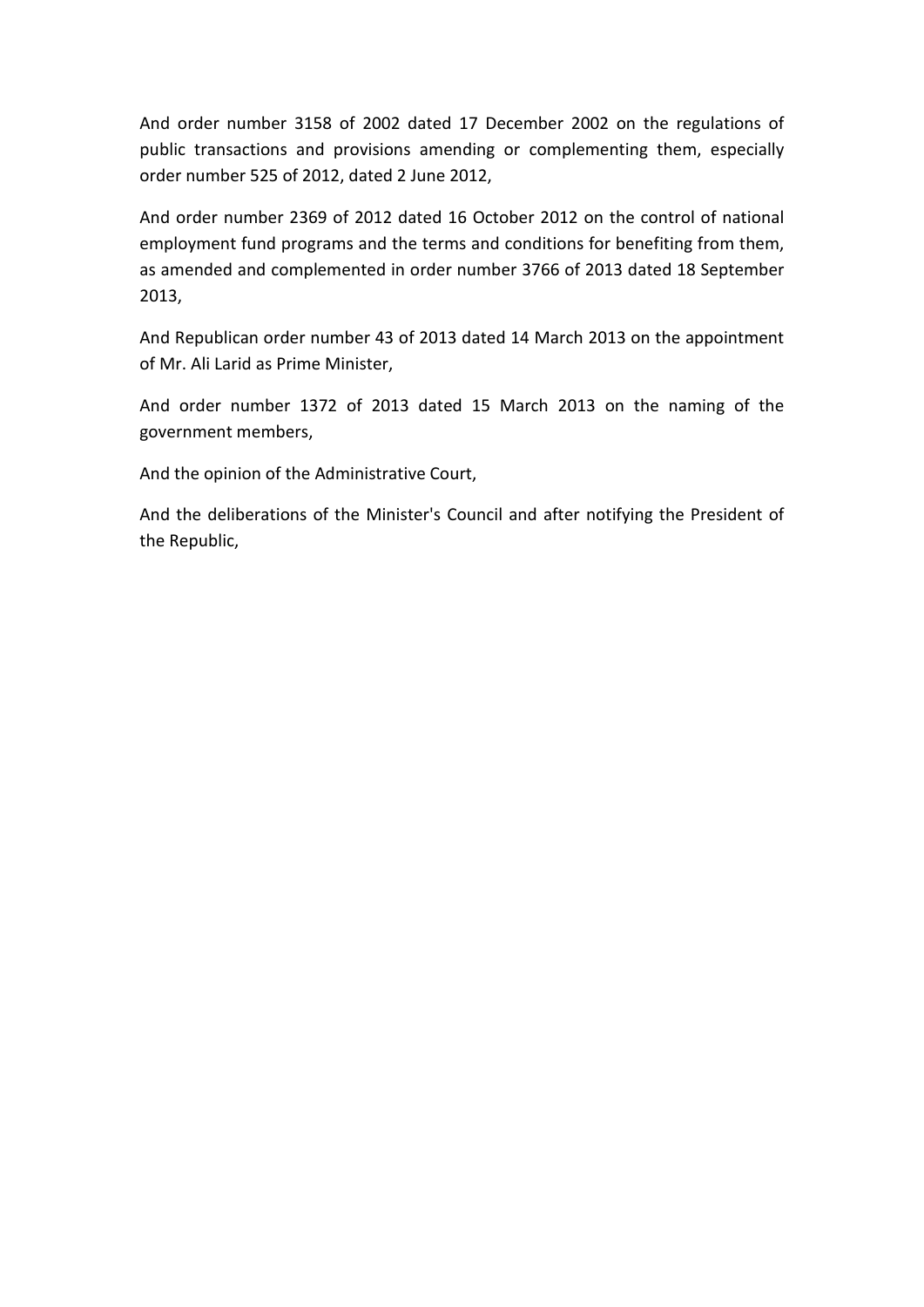And order number 3158 of 2002 dated 17 December 2002 on the regulations of public transactions and provisions amending or complementing them, especially order number 525 of 2012, dated 2 June 2012,

And order number 2369 of 2012 dated 16 October 2012 on the control of national employment fund programs and the terms and conditions for benefiting from them, as amended and complemented in order number 3766 of 2013 dated 18 September 2013,

And Republican order number 43 of 2013 dated 14 March 2013 on the appointment of Mr. Ali Larid as Prime Minister,

And order number 1372 of 2013 dated 15 March 2013 on the naming of the government members,

And the opinion of the Administrative Court,

And the deliberations of the Minister's Council and after notifying the President of the Republic,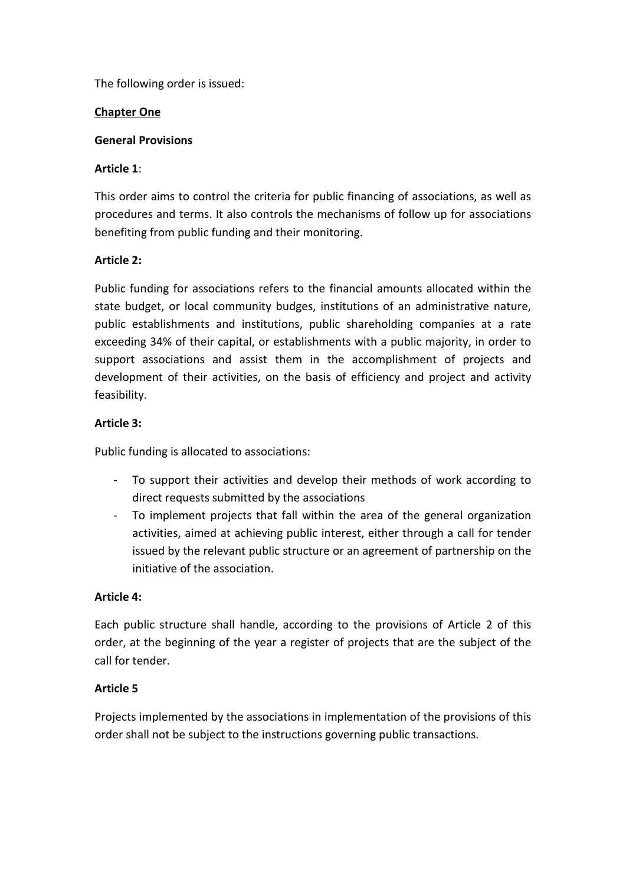The following order is issued:

## Chapter One

### General Provisions

**Article 1**:

This order aims to control the criteria for public financing of associations, as well as procedures and terms. It also controls the mechanisms of follow up for associations benefiting from public funding and their monitoring.

**Article 2:**

Public funding for associations refers to the financial amounts allocated within the state budget, or local community budges, institutions of an administrative nature, public establishments and institutions, public shareholding companies at a rate exceeding 34% of their capital, or establishments with a public majority, in order to support associations and assist them in the accomplishment of projects and development of their activities, on the basis of efficiency and project and activity feasibility.

**Article 3:**

Public funding is allocated to associations:

- To support their activities and develop their methods of work according to direct requests submitted by the associations
- To implement projects that fall within the area of the general organization activities, aimed at achieving public interest, either through a call for tender issued by the relevant public structure or an agreement of partnership on the initiative of the association.

**Article 4:**

Each public structure shall handle, according to the provisions of Article 2 of this order, at the beginning of the year a register of projects that are the subject of the call for tender.

**Article 5**

Projects implemented by the associations in implementation of the provisions of this order shall not be subject to the instructions governing public transactions.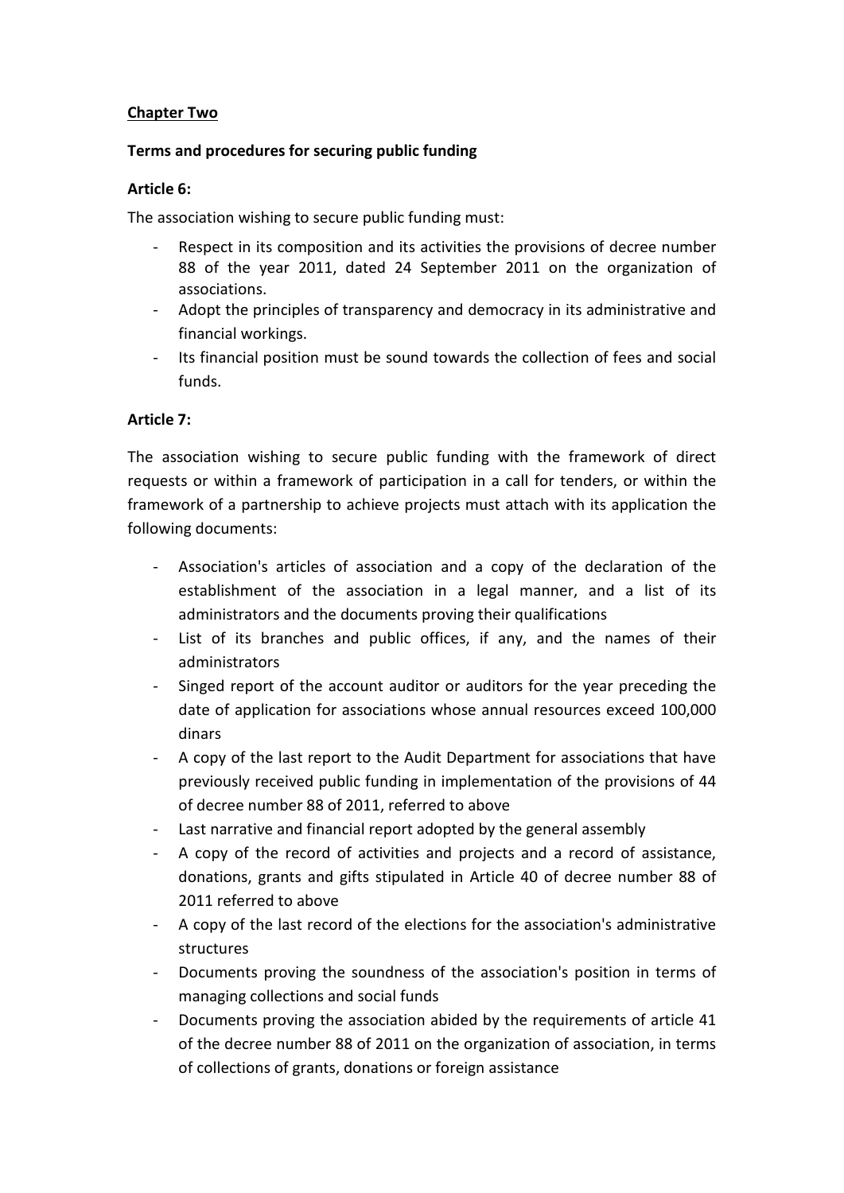## Chapter Two

### Terms and procedures for securing public funding

**Article 6:**

The association wishing to secure public funding must:

- Respect in its composition and its activities the provisions of decree number 88 of the year 2011, dated 24 September 2011 on the organization of associations.
- Adopt the principles of transparency and democracy in its administrative and financial workings.
- Its financial position must be sound towards the collection of fees and social funds.

**Article 7:**

The association wishing to secure public funding with the framework of direct requests or within a framework of participation in a call for tenders, or within the framework of a partnership to achieve projects must attach with its application the following documents:

- Association's articles of association and a copy of the declaration of the establishment of the association in a legal manner, and a list of its administrators and the documents proving their qualifications
- List of its branches and public offices, if any, and the names of their administrators
- Singed report of the account auditor or auditors for the year preceding the date of application for associations whose annual resources exceed 100,000 dinars
- A copy of the last report to the Audit Department for associations that have previously received public funding in implementation of the provisions of 44 of decree number 88 of 2011, referred to above
- Last narrative and financial report adopted by the general assembly
- A copy of the record of activities and projects and a record of assistance, donations, grants and gifts stipulated in Article 40 of decree number 88 of 2011 referred to above
- A copy of the last record of the elections for the association's administrative structures
- Documents proving the soundness of the association's position in terms of managing collections and social funds
- Documents proving the association abided by the requirements of article 41 of the decree number 88 of 2011 on the organization of association, in terms of collections of grants, donations or foreign assistance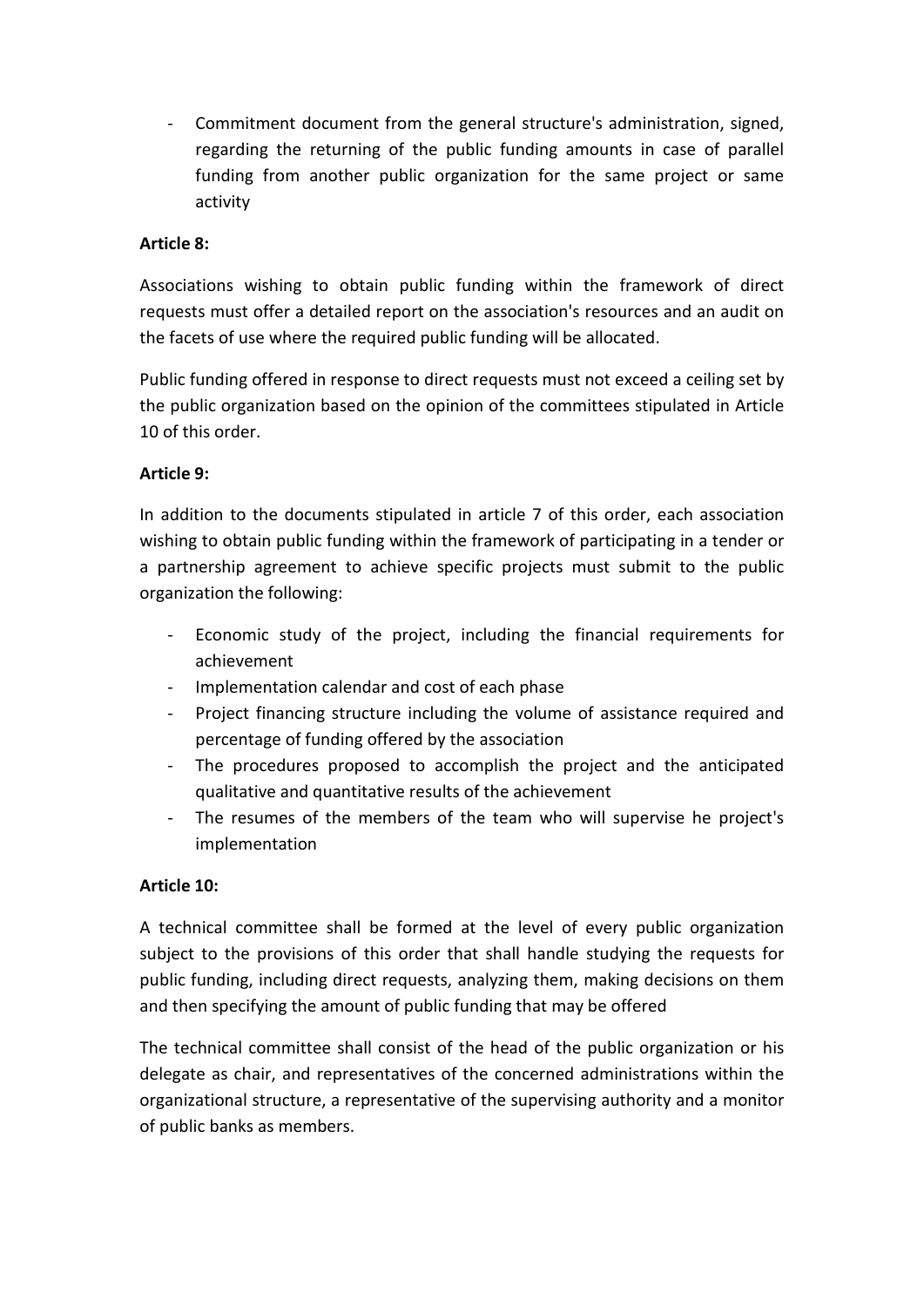- Commitment document from the general structure's administration, signed, regarding the returning of the public funding amounts in case of parallel funding from another public organization for the same project or same activity

**Article 8:**

Associations wishing to obtain public funding within the framework of direct requests must offer a detailed report on the association's resources and an audit on the facets of use where the required public funding will be allocated.

Public funding offered in response to direct requests must not exceed a ceiling set by the public organization based on the opinion of the committees stipulated in Article 10 of this order.

**Article 9:**

In addition to the documents stipulated in article 7 of this order, each association wishing to obtain public funding within the framework of participating in a tender or a partnership agreement to achieve specific projects must submit to the public organization the following:

- Economic study of the project, including the financial requirements for achievement
- Implementation calendar and cost of each phase
- Project financing structure including the volume of assistance required and percentage of funding offered by the association
- The procedures proposed to accomplish the project and the anticipated qualitative and quantitative results of the achievement
- The resumes of the members of the team who will supervise he project's implementation

**Article 10:**

A technical committee shall be formed at the level of every public organization subject to the provisions of this order that shall handle studying the requests for public funding, including direct requests, analyzing them, making decisions on them and then specifying the amount of public funding that may be offered

The technical committee shall consist of the head of the public organization or his delegate as chair, and representatives of the concerned administrations within the organizational structure, a representative of the supervising authority and a monitor of public banks as members.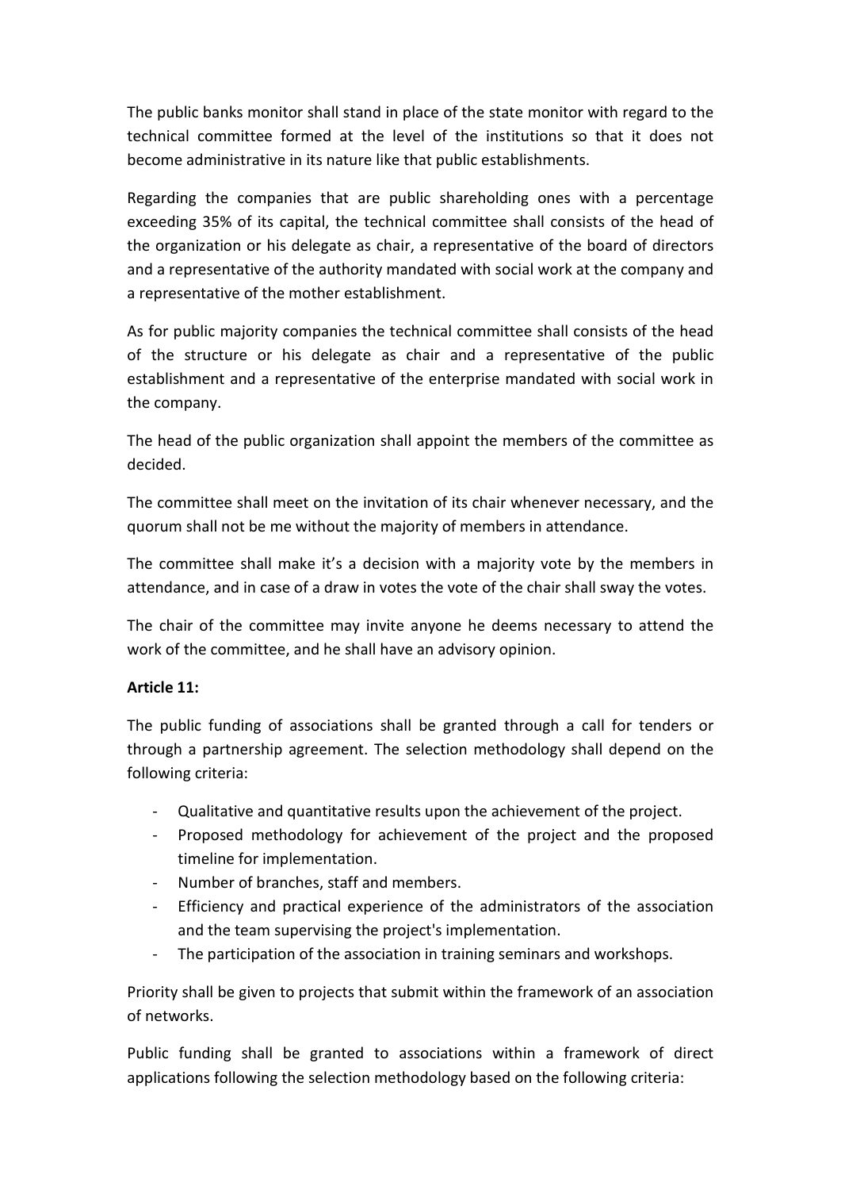The public banks monitor shall stand in place of the state monitor with regard to the technical committee formed at the level of the institutions so that it does not become administrative in its nature like that public establishments.

Regarding the companies that are public shareholding ones with a percentage exceeding 35% of its capital, the technical committee shall consists of the head of the organization or his delegate as chair, a representative of the board of directors and a representative of the authority mandated with social work at the company and a representative of the mother establishment.

As for public majority companies the technical committee shall consists of the head of the structure or his delegate as chair and a representative of the public establishment and a representative of the enterprise mandated with social work in the company.

The head of the public organization shall appoint the members of the committee as decided.

The committee shall meet on the invitation of its chair whenever necessary, and the quorum shall not be me without the majority of members in attendance.

The committee shall make it's a decision with a majority vote by the members in attendance, and in case of a draw in votes the vote of the chair shall sway the votes.

The chair of the committee may invite anyone he deems necessary to attend the work of the committee, and he shall have an advisory opinion.

**Article 11:**

The public funding of associations shall be granted through a call for tenders or through a partnership agreement. The selection methodology shall depend on the following criteria:

- Qualitative and quantitative results upon the achievement of the project.
- Proposed methodology for achievement of the project and the proposed timeline for implementation.
- Number of branches, staff and members.
- Efficiency and practical experience of the administrators of the association and the team supervising the project's implementation.
- The participation of the association in training seminars and workshops.

Priority shall be given to projects that submit within the framework of an association of networks.

Public funding shall be granted to associations within a framework of direct applications following the selection methodology based on the following criteria: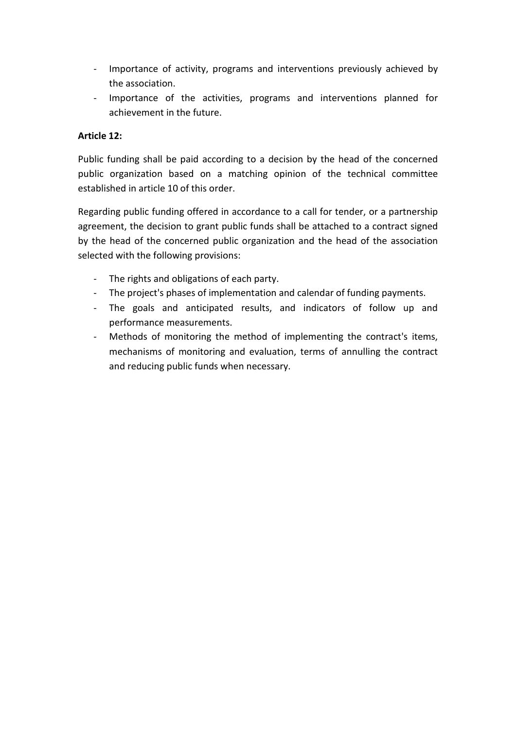- Importance of activity, programs and interventions previously achieved by the association.
- Importance of the activities, programs and interventions planned for achievement in the future.

**Article 12:**

Public funding shall be paid according to a decision by the head of the concerned public organization based on a matching opinion of the technical committee established in article 10 of this order.

Regarding public funding offered in accordance to a call for tender, or a partnership agreement, the decision to grant public funds shall be attached to a contract signed by the head of the concerned public organization and the head of the association selected with the following provisions:

- The rights and obligations of each party.
- The project's phases of implementation and calendar of funding payments.
- The goals and anticipated results, and indicators of follow up and performance measurements.
- Methods of monitoring the method of implementing the contract's items, mechanisms of monitoring and evaluation, terms of annulling the contract and reducing public funds when necessary.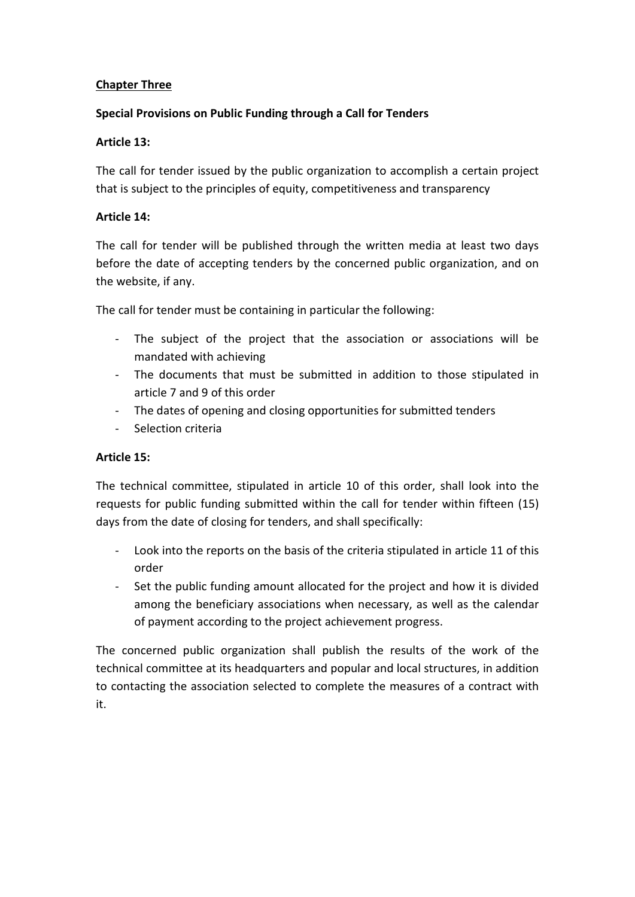## Chapter Three

**Special Provisions on Public Funding through a Call for Tenders**

**Article 13:**

The call for tender issued by the public organization to accomplish a certain project that is subject to the principles of equity, competitiveness and transparency

**Article 14:**

The call for tender will be published through the written media at least two days before the date of accepting tenders by the concerned public organization, and on the website, if any.

The call for tender must be containing in particular the following:

- The subject of the project that the association or associations will be mandated with achieving
- The documents that must be submitted in addition to those stipulated in article 7 and 9 of this order
- The dates of opening and closing opportunities for submitted tenders
- Selection criteria

**Article 15:**

The technical committee, stipulated in article 10 of this order, shall look into the requests for public funding submitted within the call for tender within fifteen (15) days from the date of closing for tenders, and shall specifically:

- Look into the reports on the basis of the criteria stipulated in article 11 of this order
- Set the public funding amount allocated for the project and how it is divided among the beneficiary associations when necessary, as well as the calendar of payment according to the project achievement progress.

The concerned public organization shall publish the results of the work of the technical committee at its headquarters and popular and local structures, in addition to contacting the association selected to complete the measures of a contract with it.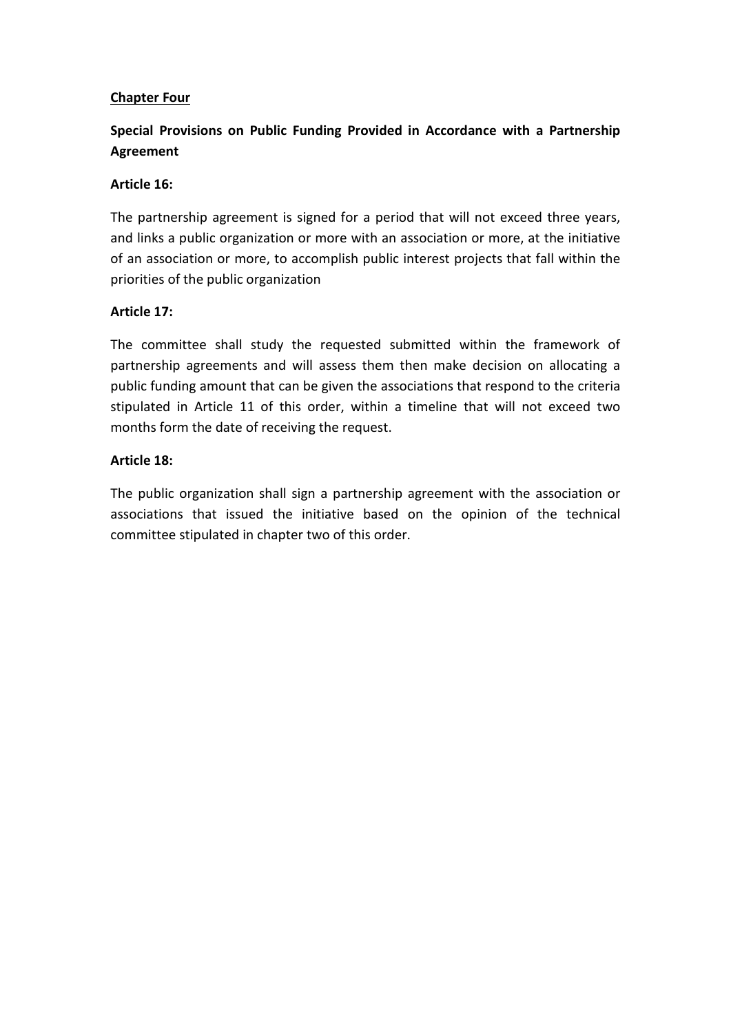**<u>Chapter Four</u>**

**Special Provisions on Public Funding Provided in Accordance with a Partnership Agreement**

**Article 16:**

The partnership agreement is signed for a period that will not exceed three years, and links a public organization or more with an association or more, at the initiative of an association or more, to accomplish public interest projects that fall within the priorities of the public organization

**Article 17:**

The committee shall study the requested submitted within the framework of partnership agreements and will assess them then make decision on allocating a public funding amount that can be given the associations that respond to the criteria stipulated in Article 11 of this order, within a timeline that will not exceed two months form the date of receiving the request.

**Article 18:**

The public organization shall sign a partnership agreement with the association or associations that issued the initiative based on the opinion of the technical committee stipulated in chapter two of this order.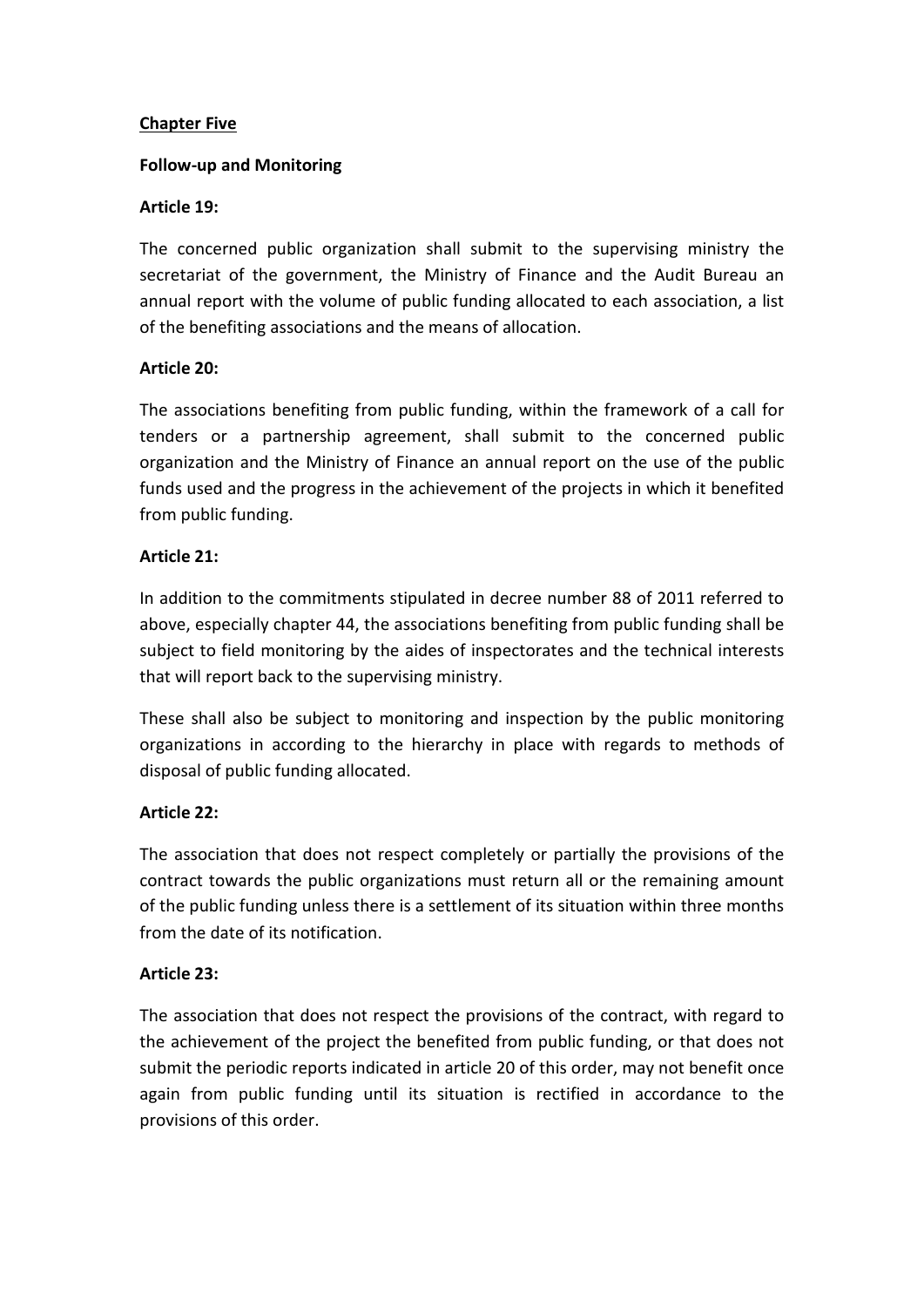**Chapter Five**

**Follow-up and Monitoring**

**Article 19:**

The concerned public organization shall submit to the supervising ministry the secretariat of the government, the Ministry of Finance and the Audit Bureau an annual report with the volume of public funding allocated to each association, a list of the benefiting associations and the means of allocation.

**Article 20:**

The associations benefiting from public funding, within the framework of a call for tenders or a partnership agreement, shall submit to the concerned public organization and the Ministry of Finance an annual report on the use of the public funds used and the progress in the achievement of the projects in which it benefited from public funding.

**Article 21:**

In addition to the commitments stipulated in decree number 88 of 2011 referred to above, especially chapter 44, the associations benefiting from public funding shall be subject to field monitoring by the aides of inspectorates and the technical interests that will report back to the supervising ministry.

These shall also be subject to monitoring and inspection by the public monitoring organizations in according to the hierarchy in place with regards to methods of disposal of public funding allocated.

**Article 22:**

The association that does not respect completely or partially the provisions of the contract towards the public organizations must return all or the remaining amount of the public funding unless there is a settlement of its situation within three months from the date of its notification.

**Article 23:**

The association that does not respect the provisions of the contract, with regard to the achievement of the project the benefited from public funding, or that does not submit the periodic reports indicated in article 20 of this order, may not benefit once again from public funding until its situation is rectified in accordance to the provisions of this order.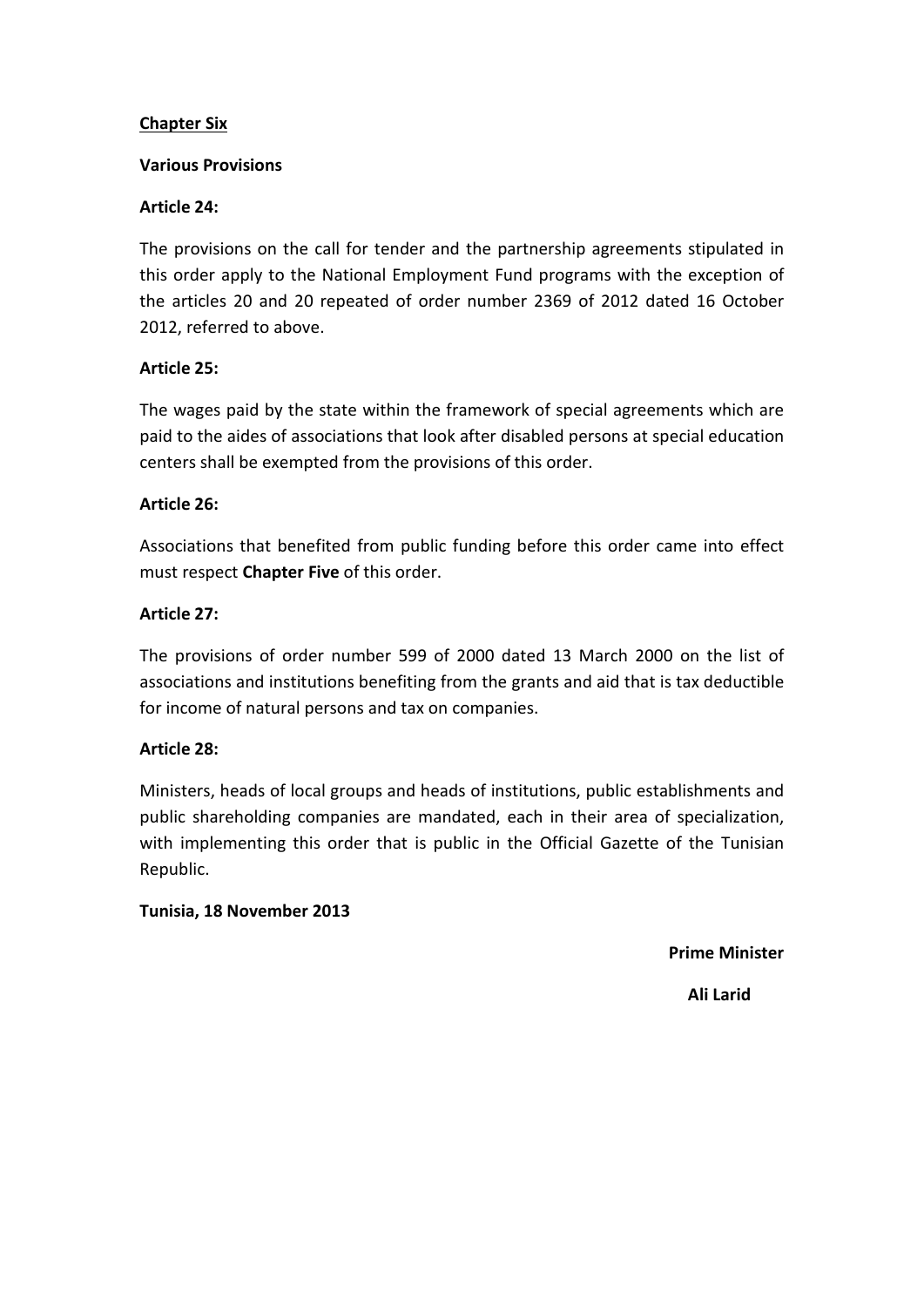## Chapter Six

**Various Provisions**

**Article 24:**

The provisions on the call for tender and the partnership agreements stipulated in this order apply to the National Employment Fund programs with the exception of the articles 20 and 20 repeated of order number 2369 of 2012 dated 16 October 2012, referred to above.

**Article 25:**

The wages paid by the state within the framework of special agreements which are paid to the aides of associations that look after disabled persons at special education centers shall be exempted from the provisions of this order.

**Article 26:**

Associations that benefited from public funding before this order came into effect must respect **Chapter Five** of this order.

**Article 27:**

The provisions of order number 599 of 2000 dated 13 March 2000 on the list of associations and institutions benefiting from the grants and aid that is tax deductible for income of natural persons and tax on companies.

**Article 28:**

Ministers, heads of local groups and heads of institutions, public establishments and public shareholding companies are mandated, each in their area of specialization, with implementing this order that is public in the Official Gazette of the Tunisian Republic.

**Tunisia, 18 November 2013**

**Prime Minister**

**Ali Larid**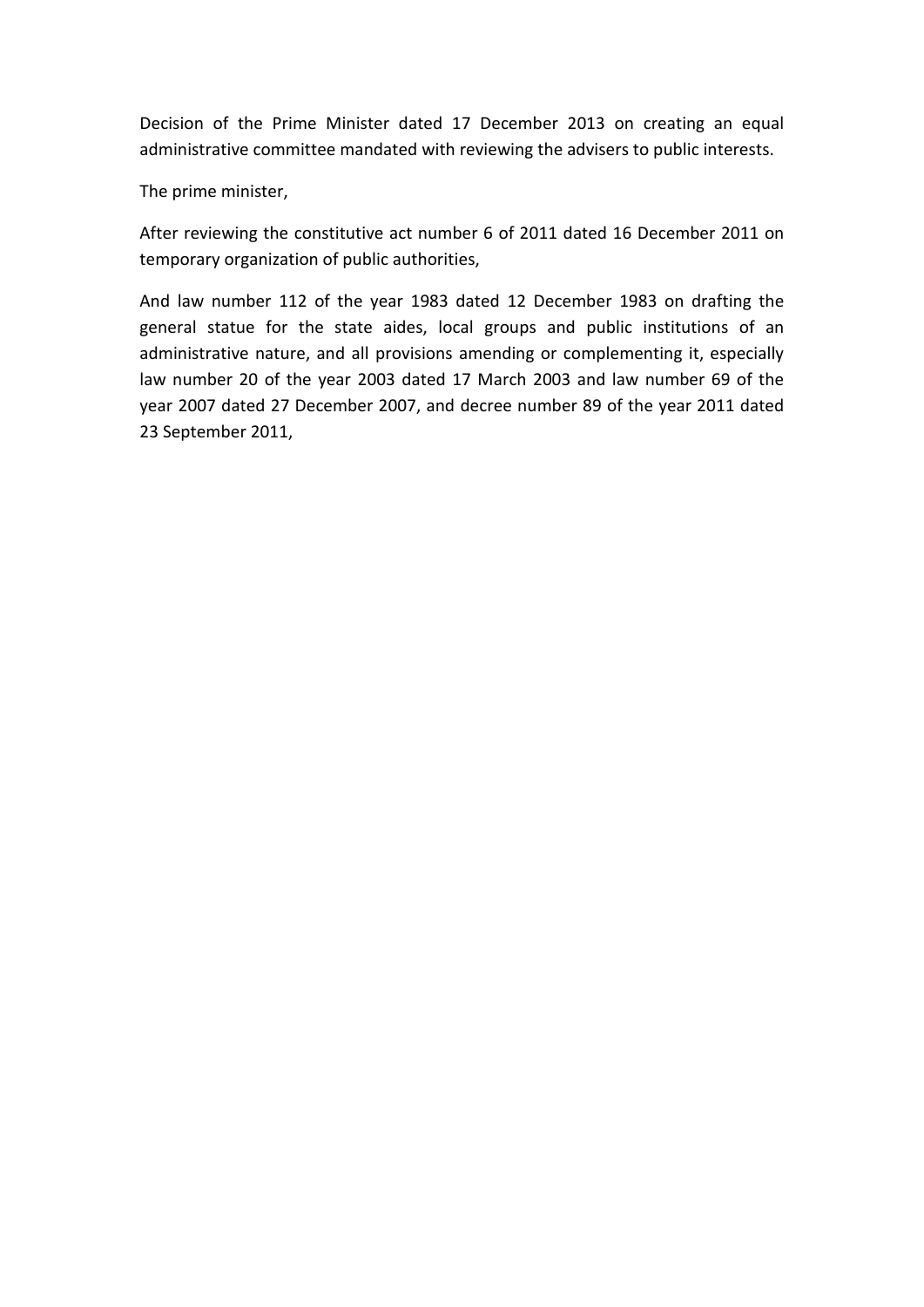Decision of the Prime Minister dated 17 December 2013 on creating an equal administrative committee mandated with reviewing the advisers to public interests.

The prime minister,

After reviewing the constitutive act number 6 of 2011 dated 16 December 2011 on temporary organization of public authorities,

And law number 112 of the year 1983 dated 12 December 1983 on drafting the general statue for the state aides, local groups and public institutions of an administrative nature, and all provisions amending or complementing it, especially law number 20 of the year 2003 dated 17 March 2003 and law number 69 of the year 2007 dated 27 December 2007, and decree number 89 of the year 2011 dated 23 September 2011,